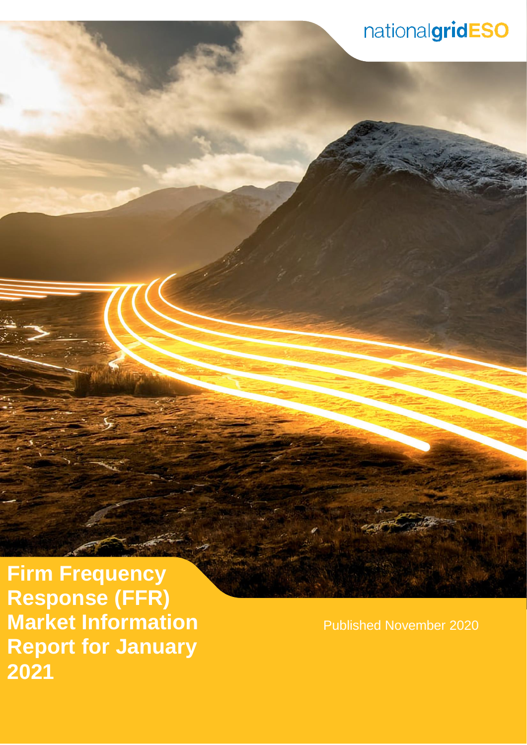nationalgridESO

# Firm Frequency Response (FFR) Market Information Report for January 2021

Published November 2020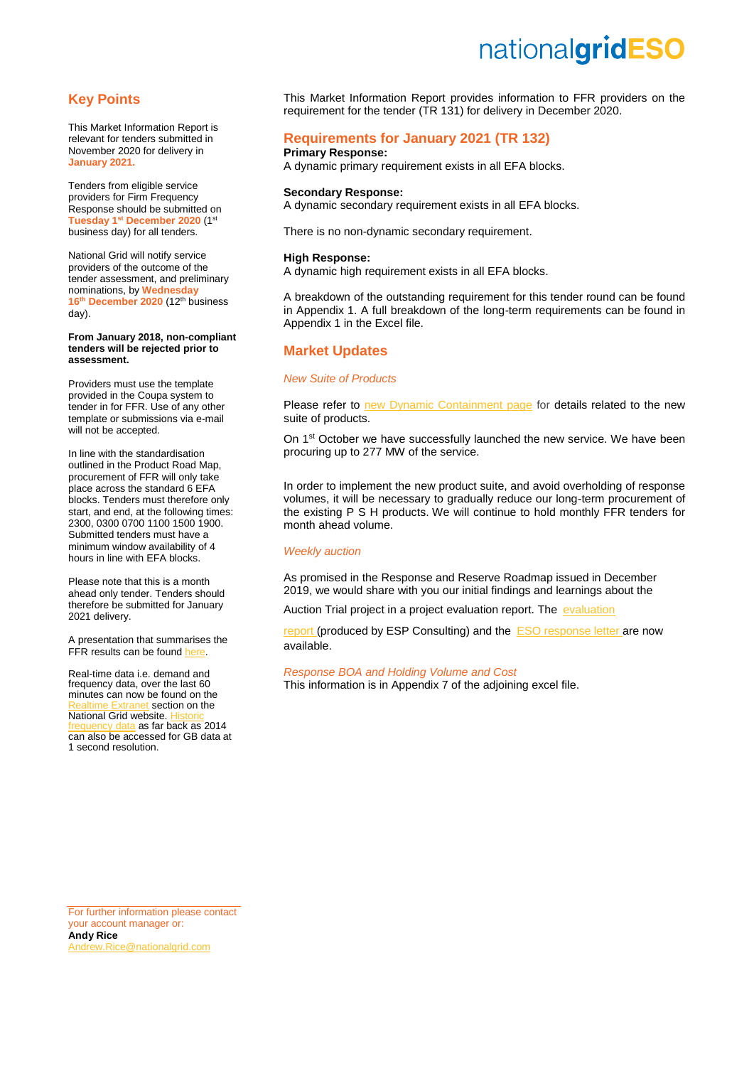## Key Points

This Market Information Report is relevant for tenders submitted in November 2020 for delivery in **January 2021.**

Tenders from eligible service providers for Firm Frequency Response should be submitted on **Tuesday 1st December 2020** (1st business day) for all tenders.

National Grid will notify service providers of the outcome of the tender assessment, and preliminary nominations, by **Wednesday 16th December 2020** (12th business day).

**From January 2018, non-compliant tenders will be rejected prior to assessment.**

Providers must use the template provided in the Coupa system to tender in for FFR. Use of any other template or submissions via e-mail will not be accepted.

In line with the standardisation outlined in the Product Road Map, procurement of FFR will only take place across the standard 6 EFA blocks. Tenders must therefore only start, and end, at the following times: 2300, 0300 0700 1100 1500 1900. Submitted tenders must have a minimum window availability of 4 hours in line with EFA blocks.

Please note that this is a month ahead only tender. Tenders should therefore be submitted for January 2021 delivery.

A presentation that summarises the FFR results can be found here.

Real-time data i.e. demand and frequency data, over the last 60 minutes can now be found on the Realtime Extranet section on the National Grid website. Historic frequency data as far back as 2014 can also be accessed for GB data at 1 second resolution.

For further information please contact your account manager or:
**Andy Rice**
Andrew.Rice@nationalgrid.com

This Market Information Report provides information to FFR providers on the requirement for the tender (TR 131) for delivery in December 2020.

## Requirements for January 2021 (TR 132)

**Primary Response:**
A dynamic primary requirement exists in all EFA blocks.

**Secondary Response:**
A dynamic secondary requirement exists in all EFA blocks.

There is no non-dynamic secondary requirement.

**High Response:**
A dynamic high requirement exists in all EFA blocks.

A breakdown of the outstanding requirement for this tender round can be found in Appendix 1. A full breakdown of the long-term requirements can be found in Appendix 1 in the Excel file.

## Market Updates

*New Suite of Products*

Please refer to new Dynamic Containment page for details related to the new suite of products.

On 1st October we have successfully launched the new service. We have been procuring up to 277 MW of the service.

In order to implement the new product suite, and avoid overholding of response volumes, it will be necessary to gradually reduce our long-term procurement of the existing P S H products. We will continue to hold monthly FFR tenders for month ahead volume.

*Weekly auction*

As promised in the Response and Reserve Roadmap issued in December 2019, we would share with you our initial findings and learnings about the Auction Trial project in a project evaluation report. The evaluation report (produced by ESP Consulting) and the ESO response letter are now available.

*Response BOA and Holding Volume and Cost*
This information is in Appendix 7 of the adjoining excel file.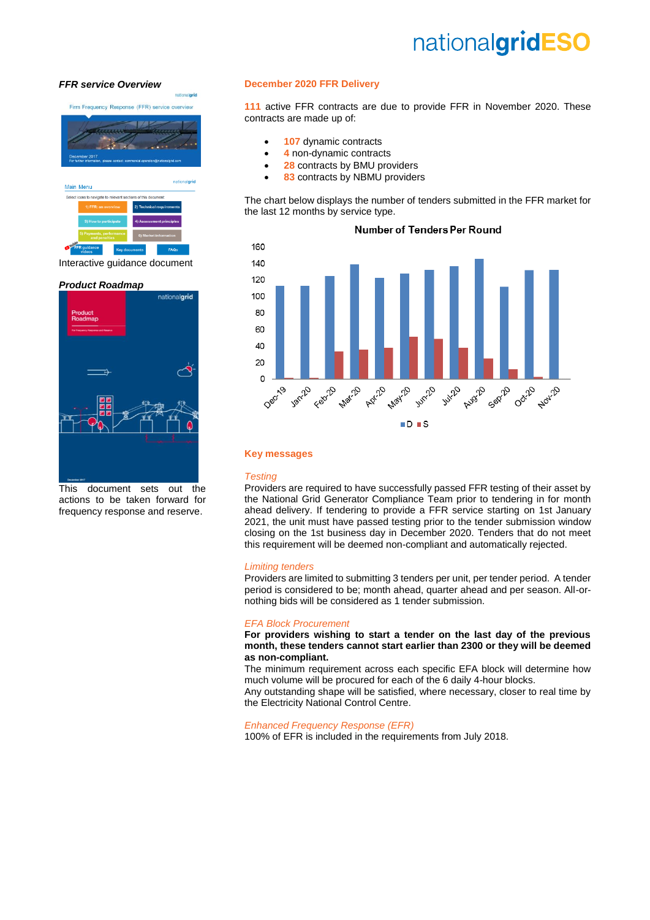### *FFR service Overview*

Interactive guidance document

### *Product Roadmap*

This document sets out the actions to be taken forward for frequency response and reserve.

### December 2020 FFR Delivery

111 active FFR contracts are due to provide FFR in November 2020. These contracts are made up of:

- 107 dynamic contracts
- 4 non-dynamic contracts
- 28 contracts by BMU providers
- 83 contracts by NBMU providers

The chart below displays the number of tenders submitted in the FFR market for the last 12 months by service type.

Number of Tenders Per Round

### Key messages

*Testing*

Providers are required to have successfully passed FFR testing of their asset by the National Grid Generator Compliance Team prior to tendering in for month ahead delivery. If tendering to provide a FFR service starting on 1st January 2021, the unit must have passed testing prior to the tender submission window closing on the 1st business day in December 2020. Tenders that do not meet this requirement will be deemed non-compliant and automatically rejected.

*Limiting tenders*

Providers are limited to submitting 3 tenders per unit, per tender period. A tender period is considered to be; month ahead, quarter ahead and per season. All-or-nothing bids will be considered as 1 tender submission.

*EFA Block Procurement*

**For providers wishing to start a tender on the last day of the previous month, these tenders cannot start earlier than 2300 or they will be deemed as non-compliant.**

The minimum requirement across each specific EFA block will determine how much volume will be procured for each of the 6 daily 4-hour blocks.

Any outstanding shape will be satisfied, where necessary, closer to real time by the Electricity National Control Centre.

*Enhanced Frequency Response (EFR)*

100% of EFR is included in the requirements from July 2018.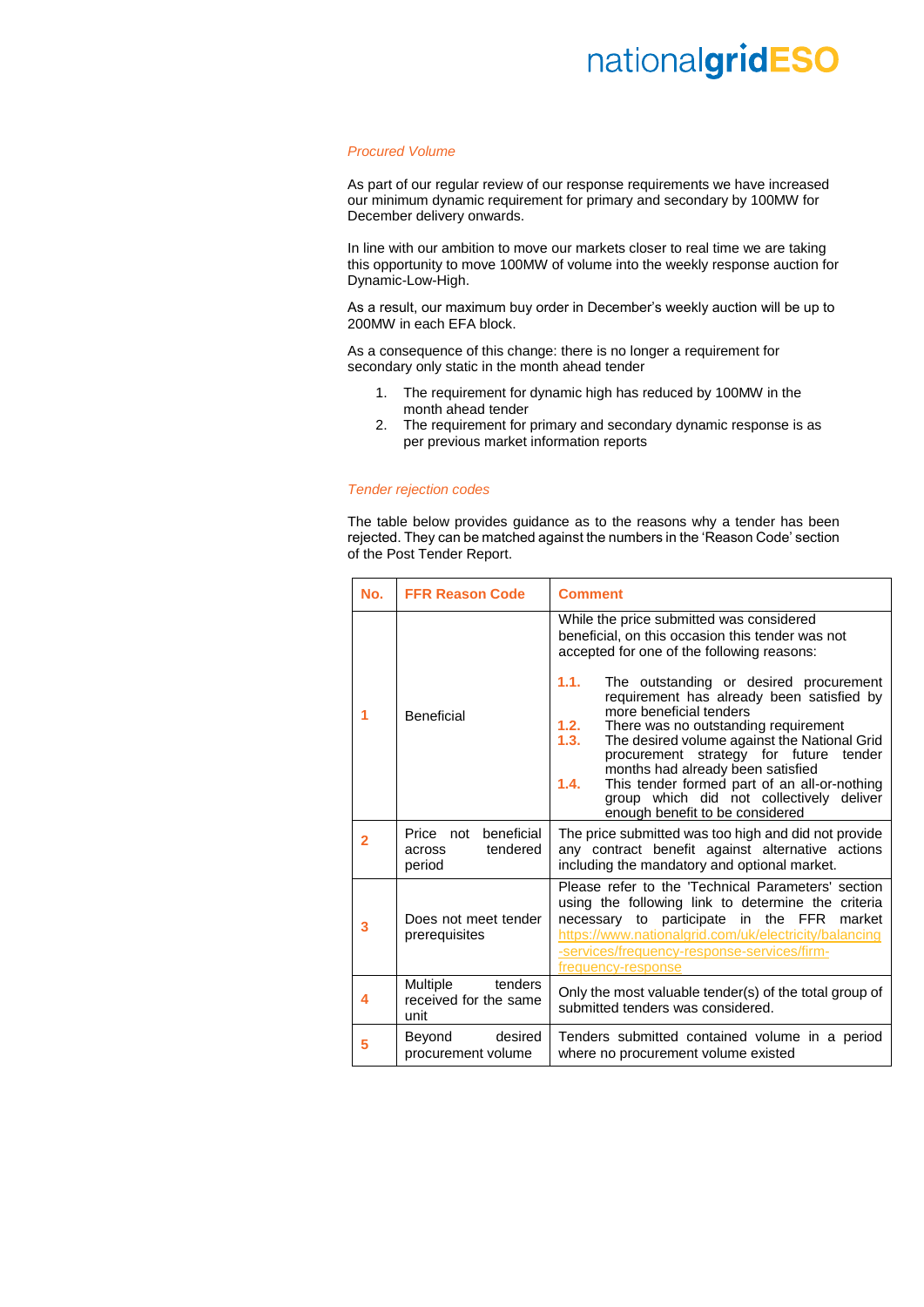*Procured Volume*

As part of our regular review of our response requirements we have increased our minimum dynamic requirement for primary and secondary by 100MW for December delivery onwards.

In line with our ambition to move our markets closer to real time we are taking this opportunity to move 100MW of volume into the weekly response auction for Dynamic-Low-High.

As a result, our maximum buy order in December's weekly auction will be up to 200MW in each EFA block.

As a consequence of this change: there is no longer a requirement for secondary only static in the month ahead tender

1. The requirement for dynamic high has reduced by 100MW in the month ahead tender
2. The requirement for primary and secondary dynamic response is as per previous market information reports

*Tender rejection codes*

The table below provides guidance as to the reasons why a tender has been rejected. They can be matched against the numbers in the 'Reason Code' section of the Post Tender Report.

| No. | FFR Reason Code | Comment |
|---|---|---|
| 1 | Beneficial | While the price submitted was considered beneficial, on this occasion this tender was not accepted for one of the following reasons:<br>**1.1.** The outstanding or desired procurement requirement has already been satisfied by more beneficial tenders<br>**1.2.** There was no outstanding requirement<br>**1.3.** The desired volume against the National Grid procurement strategy for future tender months had already been satisfied<br>**1.4.** This tender formed part of an all-or-nothing group which did not collectively deliver enough benefit to be considered |
| 2 | Price not beneficial across tendered period | The price submitted was too high and did not provide any contract benefit against alternative actions including the mandatory and optional market. |
| 3 | Does not meet tender prerequisites | Please refer to the 'Technical Parameters' section using the following link to determine the criteria necessary to participate in the FFR market https://www.nationalgrid.com/uk/electricity/balancing-services/frequency-response-services/firm-frequency-response |
| 4 | Multiple tenders received for the same unit | Only the most valuable tender(s) of the total group of submitted tenders was considered. |
| 5 | Beyond desired procurement volume | Tenders submitted contained volume in a period where no procurement volume existed |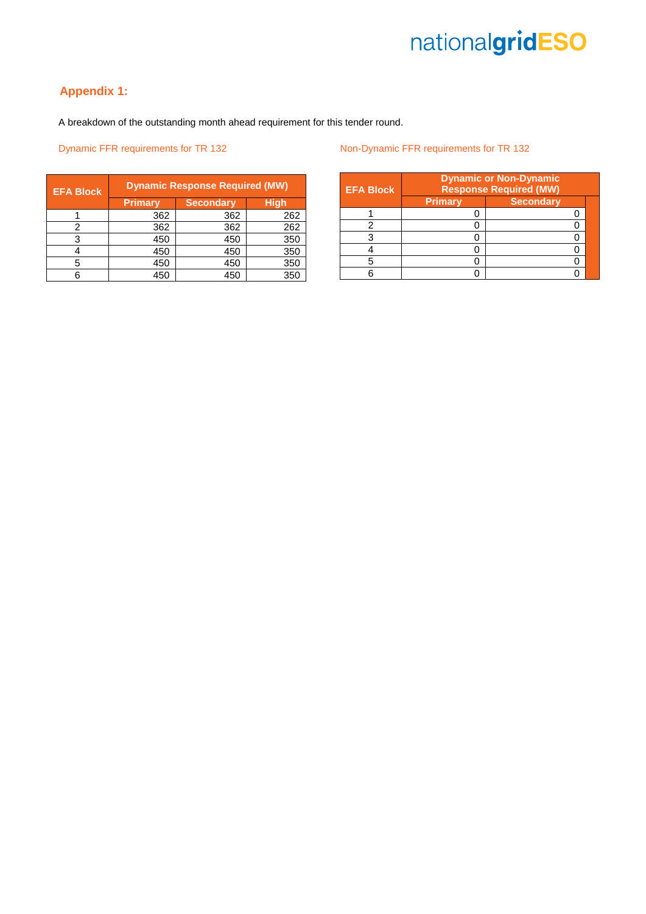## Appendix 1:

A breakdown of the outstanding month ahead requirement for this tender round.

Dynamic FFR requirements for TR 132

| EFA Block | Dynamic Response Required (MW) | | |
|---|---|---|---|
| | Primary | Secondary | High |
| 1 | 362 | 362 | 262 |
| 2 | 362 | 362 | 262 |
| 3 | 450 | 450 | 350 |
| 4 | 450 | 450 | 350 |
| 5 | 450 | 450 | 350 |
| 6 | 450 | 450 | 350 |

Non-Dynamic FFR requirements for TR 132

| EFA Block | Dynamic or Non-Dynamic Response Required (MW) | |
|---|---|---|
| | Primary | Secondary |
| 1 | 0 | 0 |
| 2 | 0 | 0 |
| 3 | 0 | 0 |
| 4 | 0 | 0 |
| 5 | 0 | 0 |
| 6 | 0 | 0 |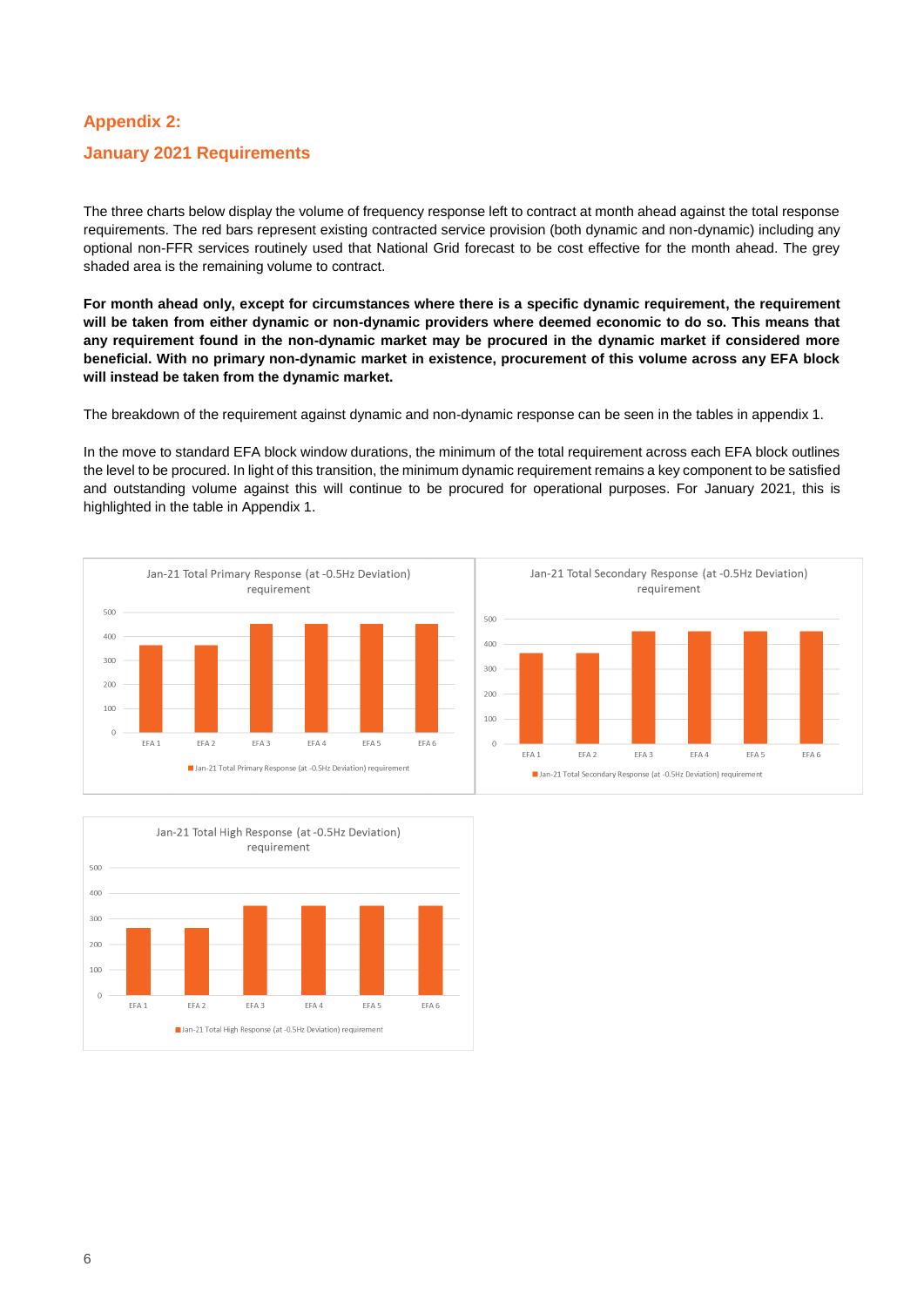## Appendix 2:

## January 2021 Requirements

The three charts below display the volume of frequency response left to contract at month ahead against the total response requirements. The red bars represent existing contracted service provision (both dynamic and non-dynamic) including any optional non-FFR services routinely used that National Grid forecast to be cost effective for the month ahead. The grey shaded area is the remaining volume to contract.

**For month ahead only, except for circumstances where there is a specific dynamic requirement, the requirement will be taken from either dynamic or non-dynamic providers where deemed economic to do so. This means that any requirement found in the non-dynamic market may be procured in the dynamic market if considered more beneficial. With no primary non-dynamic market in existence, procurement of this volume across any EFA block will instead be taken from the dynamic market.**

The breakdown of the requirement against dynamic and non-dynamic response can be seen in the tables in appendix 1.

In the move to standard EFA block window durations, the minimum of the total requirement across each EFA block outlines the level to be procured. In light of this transition, the minimum dynamic requirement remains a key component to be satisfied and outstanding volume against this will continue to be procured for operational purposes. For January 2021, this is highlighted in the table in Appendix 1.

Jan-21 Total Primary Response (at -0.5Hz Deviation) requirement

500
400
300
200
100
0

EFA 1 EFA 2 EFA 3 EFA 4 EFA 5 EFA 6

Jan-21 Total Primary Response (at -0.5Hz Deviation) requirement

Jan-21 Total Secondary Response (at -0.5Hz Deviation) requirement

500
400
300
200
100
0

EFA 1 EFA 2 EFA 3 EFA 4 EFA 5 EFA 6

Jan-21 Total Secondary Response (at -0.5Hz Deviation) requirement

Jan-21 Total High Response (at -0.5Hz Deviation) requirement

500
400
300
200
100
0

EFA 1 EFA 2 EFA 3 EFA 4 EFA 5 EFA 6

Jan-21 Total High Response (at -0.5Hz Deviation) requirement